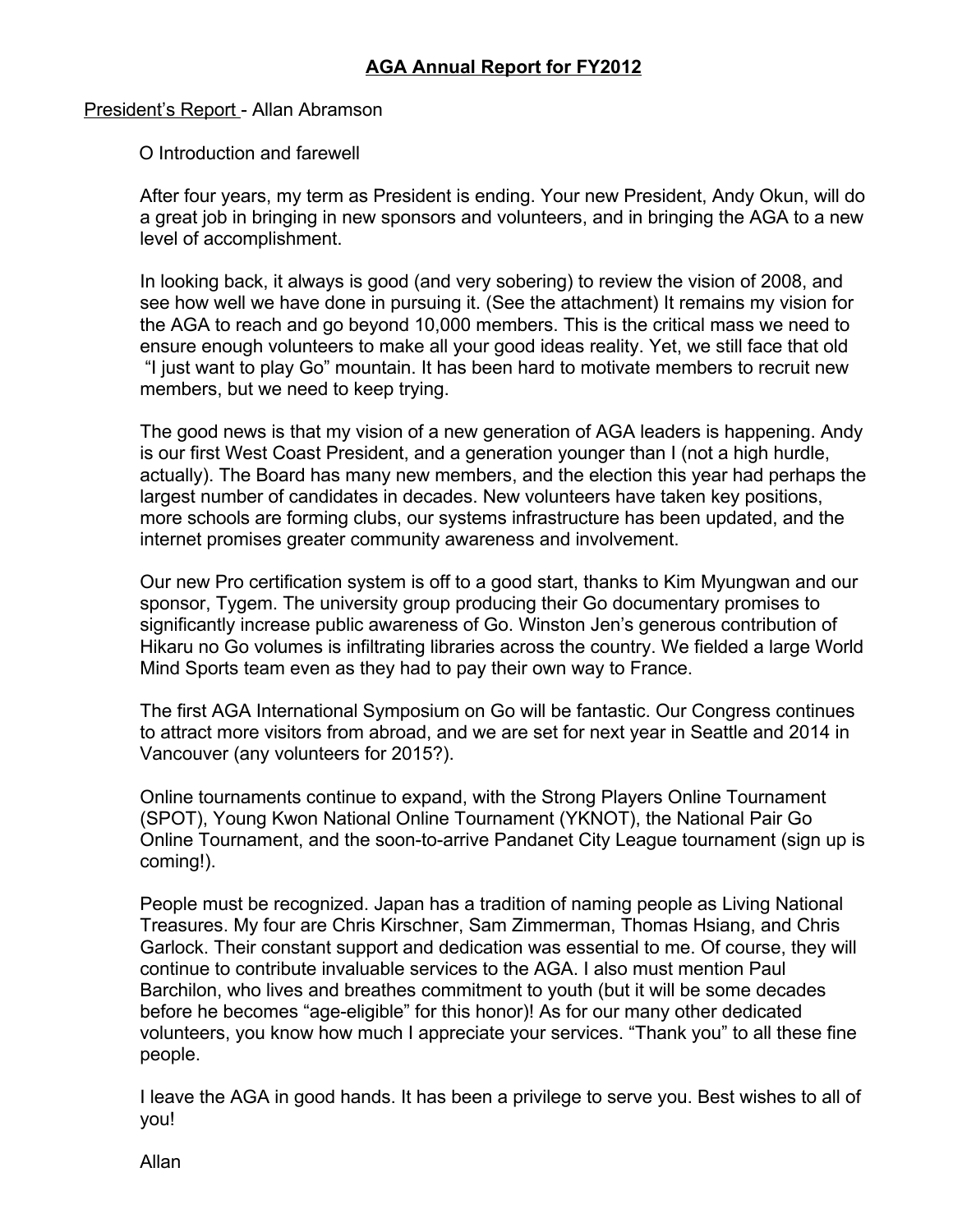# AGA Annual Report for FY2012

President's Report - Allan Abramson

O Introduction and farewell

After four years, my term as President is ending. Your new President, Andy Okun, will do a great job in bringing in new sponsors and volunteers, and in bringing the AGA to a new level of accomplishment.

In looking back, it always is good (and very sobering) to review the vision of 2008, and see how well we have done in pursuing it. (See the attachment) It remains my vision for the AGA to reach and go beyond 10,000 members. This is the critical mass we need to ensure enough volunteers to make all your good ideas reality. Yet, we still face that old "I just want to play Go" mountain. It has been hard to motivate members to recruit new members, but we need to keep trying.

The good news is that my vision of a new generation of AGA leaders is happening. Andy is our first West Coast President, and a generation younger than I (not a high hurdle, actually). The Board has many new members, and the election this year had perhaps the largest number of candidates in decades. New volunteers have taken key positions, more schools are forming clubs, our systems infrastructure has been updated, and the internet promises greater community awareness and involvement.

Our new Pro certification system is off to a good start, thanks to Kim Myungwan and our sponsor, Tygem. The university group producing their Go documentary promises to significantly increase public awareness of Go. Winston Jen's generous contribution of Hikaru no Go volumes is infiltrating libraries across the country. We fielded a large World Mind Sports team even as they had to pay their own way to France.

The first AGA International Symposium on Go will be fantastic. Our Congress continues to attract more visitors from abroad, and we are set for next year in Seattle and 2014 in Vancouver (any volunteers for 2015?).

Online tournaments continue to expand, with the Strong Players Online Tournament (SPOT), Young Kwon National Online Tournament (YKNOT), the National Pair Go Online Tournament, and the soon-to-arrive Pandanet City League tournament (sign up is coming!).

People must be recognized. Japan has a tradition of naming people as Living National Treasures. My four are Chris Kirschner, Sam Zimmerman, Thomas Hsiang, and Chris Garlock. Their constant support and dedication was essential to me. Of course, they will continue to contribute invaluable services to the AGA. I also must mention Paul Barchilon, who lives and breathes commitment to youth (but it will be some decades before he becomes "age-eligible" for this honor)! As for our many other dedicated volunteers, you know how much I appreciate your services. "Thank you" to all these fine people.

I leave the AGA in good hands. It has been a privilege to serve you. Best wishes to all of you!

Allan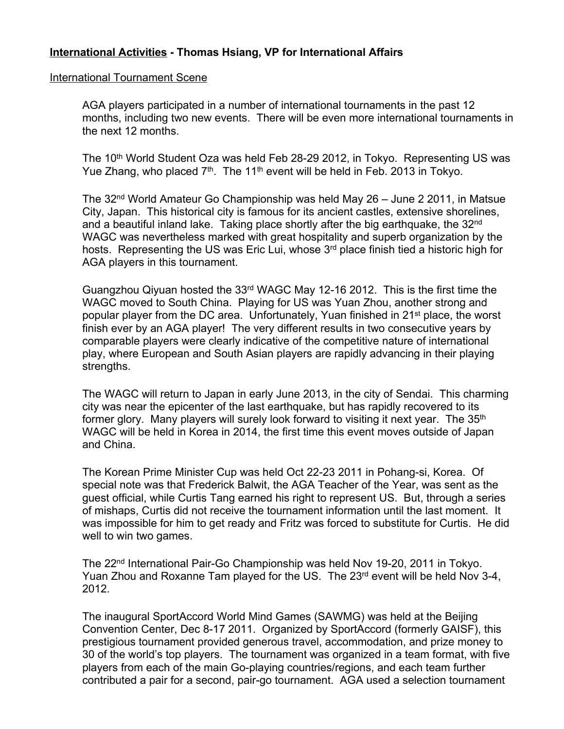**<u>International Activities</u> - Thomas Hsiang, VP for International Affairs**

<u>International Tournament Scene</u>

AGA players participated in a number of international tournaments in the past 12 months, including two new events. There will be even more international tournaments in the next 12 months.

The 10th World Student Oza was held Feb 28-29 2012, in Tokyo. Representing US was Yue Zhang, who placed 7th. The 11th event will be held in Feb. 2013 in Tokyo.

The 32nd World Amateur Go Championship was held May 26 – June 2 2011, in Matsue City, Japan. This historical city is famous for its ancient castles, extensive shorelines, and a beautiful inland lake. Taking place shortly after the big earthquake, the 32nd WAGC was nevertheless marked with great hospitality and superb organization by the hosts. Representing the US was Eric Lui, whose 3rd place finish tied a historic high for AGA players in this tournament.

Guangzhou Qiyuan hosted the 33rd WAGC May 12-16 2012. This is the first time the WAGC moved to South China. Playing for US was Yuan Zhou, another strong and popular player from the DC area. Unfortunately, Yuan finished in 21st place, the worst finish ever by an AGA player! The very different results in two consecutive years by comparable players were clearly indicative of the competitive nature of international play, where European and South Asian players are rapidly advancing in their playing strengths.

The WAGC will return to Japan in early June 2013, in the city of Sendai. This charming city was near the epicenter of the last earthquake, but has rapidly recovered to its former glory. Many players will surely look forward to visiting it next year. The 35th WAGC will be held in Korea in 2014, the first time this event moves outside of Japan and China.

The Korean Prime Minister Cup was held Oct 22-23 2011 in Pohang-si, Korea. Of special note was that Frederick Balwit, the AGA Teacher of the Year, was sent as the guest official, while Curtis Tang earned his right to represent US. But, through a series of mishaps, Curtis did not receive the tournament information until the last moment. It was impossible for him to get ready and Fritz was forced to substitute for Curtis. He did well to win two games.

The 22nd International Pair-Go Championship was held Nov 19-20, 2011 in Tokyo. Yuan Zhou and Roxanne Tam played for the US. The 23rd event will be held Nov 3-4, 2012.

The inaugural SportAccord World Mind Games (SAWMG) was held at the Beijing Convention Center, Dec 8-17 2011. Organized by SportAccord (formerly GAISF), this prestigious tournament provided generous travel, accommodation, and prize money to 30 of the world's top players. The tournament was organized in a team format, with five players from each of the main Go-playing countries/regions, and each team further contributed a pair for a second, pair-go tournament. AGA used a selection tournament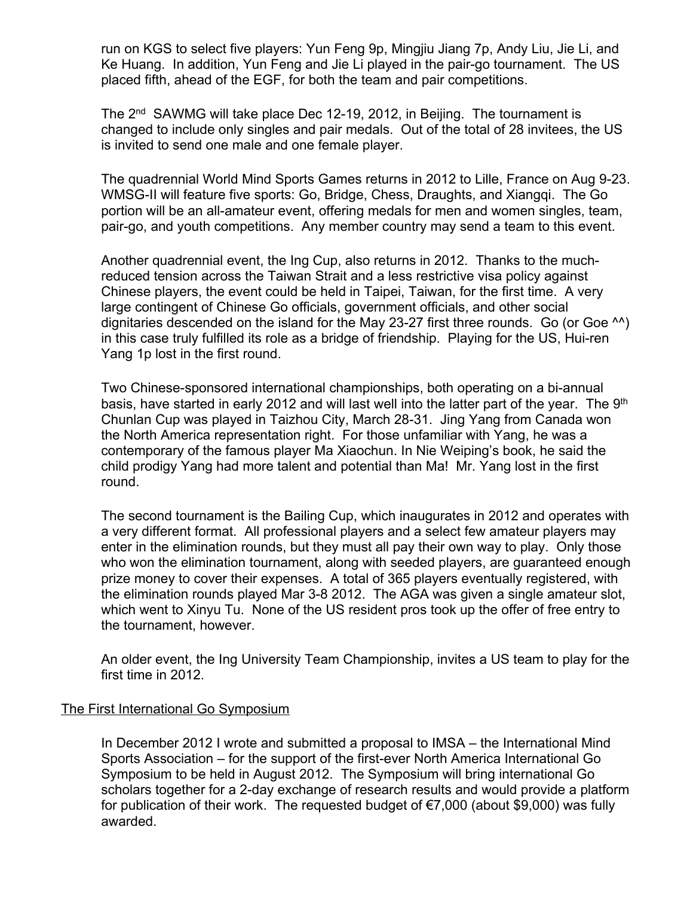run on KGS to select five players: Yun Feng 9p, Mingjiu Jiang 7p, Andy Liu, Jie Li, and Ke Huang. In addition, Yun Feng and Jie Li played in the pair-go tournament. The US placed fifth, ahead of the EGF, for both the team and pair competitions.

The 2nd SAWMG will take place Dec 12-19, 2012, in Beijing. The tournament is changed to include only singles and pair medals. Out of the total of 28 invitees, the US is invited to send one male and one female player.

The quadrennial World Mind Sports Games returns in 2012 to Lille, France on Aug 9-23. WMSG-II will feature five sports: Go, Bridge, Chess, Draughts, and Xiangqi. The Go portion will be an all-amateur event, offering medals for men and women singles, team, pair-go, and youth competitions. Any member country may send a team to this event.

Another quadrennial event, the Ing Cup, also returns in 2012. Thanks to the much-reduced tension across the Taiwan Strait and a less restrictive visa policy against Chinese players, the event could be held in Taipei, Taiwan, for the first time. A very large contingent of Chinese Go officials, government officials, and other social dignitaries descended on the island for the May 23-27 first three rounds. Go (or Goe ^^) in this case truly fulfilled its role as a bridge of friendship. Playing for the US, Hui-ren Yang 1p lost in the first round.

Two Chinese-sponsored international championships, both operating on a bi-annual basis, have started in early 2012 and will last well into the latter part of the year. The 9th Chunlan Cup was played in Taizhou City, March 28-31. Jing Yang from Canada won the North America representation right. For those unfamiliar with Yang, he was a contemporary of the famous player Ma Xiaochun. In Nie Weiping's book, he said the child prodigy Yang had more talent and potential than Ma! Mr. Yang lost in the first round.

The second tournament is the Bailing Cup, which inaugurates in 2012 and operates with a very different format. All professional players and a select few amateur players may enter in the elimination rounds, but they must all pay their own way to play. Only those who won the elimination tournament, along with seeded players, are guaranteed enough prize money to cover their expenses. A total of 365 players eventually registered, with the elimination rounds played Mar 3-8 2012. The AGA was given a single amateur slot, which went to Xinyu Tu. None of the US resident pros took up the offer of free entry to the tournament, however.

An older event, the Ing University Team Championship, invites a US team to play for the first time in 2012.

## The First International Go Symposium

In December 2012 I wrote and submitted a proposal to IMSA – the International Mind Sports Association – for the support of the first-ever North America International Go Symposium to be held in August 2012. The Symposium will bring international Go scholars together for a 2-day exchange of research results and would provide a platform for publication of their work. The requested budget of €7,000 (about $9,000) was fully awarded.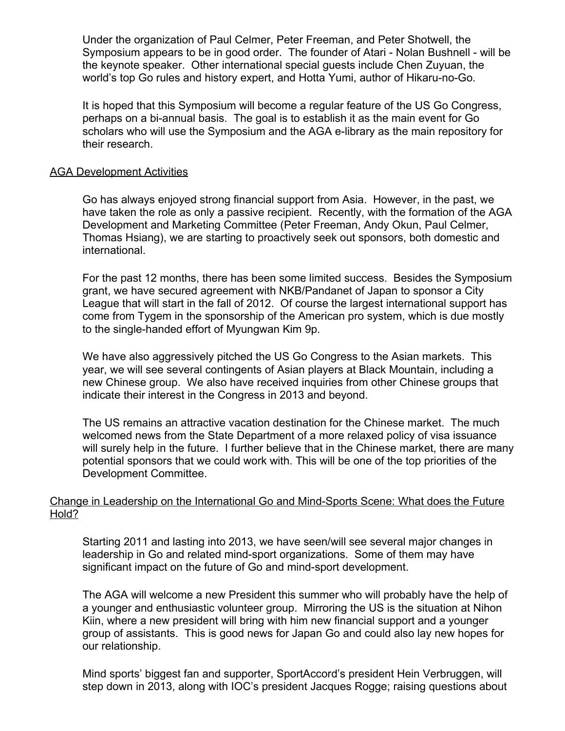Under the organization of Paul Celmer, Peter Freeman, and Peter Shotwell, the Symposium appears to be in good order. The founder of Atari - Nolan Bushnell - will be the keynote speaker. Other international special guests include Chen Zuyuan, the world's top Go rules and history expert, and Hotta Yumi, author of Hikaru-no-Go.

It is hoped that this Symposium will become a regular feature of the US Go Congress, perhaps on a bi-annual basis. The goal is to establish it as the main event for Go scholars who will use the Symposium and the AGA e-library as the main repository for their research.

## AGA Development Activities

Go has always enjoyed strong financial support from Asia. However, in the past, we have taken the role as only a passive recipient. Recently, with the formation of the AGA Development and Marketing Committee (Peter Freeman, Andy Okun, Paul Celmer, Thomas Hsiang), we are starting to proactively seek out sponsors, both domestic and international.

For the past 12 months, there has been some limited success. Besides the Symposium grant, we have secured agreement with NKB/Pandanet of Japan to sponsor a City League that will start in the fall of 2012. Of course the largest international support has come from Tygem in the sponsorship of the American pro system, which is due mostly to the single-handed effort of Myungwan Kim 9p.

We have also aggressively pitched the US Go Congress to the Asian markets. This year, we will see several contingents of Asian players at Black Mountain, including a new Chinese group. We also have received inquiries from other Chinese groups that indicate their interest in the Congress in 2013 and beyond.

The US remains an attractive vacation destination for the Chinese market. The much welcomed news from the State Department of a more relaxed policy of visa issuance will surely help in the future. I further believe that in the Chinese market, there are many potential sponsors that we could work with. This will be one of the top priorities of the Development Committee.

## Change in Leadership on the International Go and Mind-Sports Scene: What does the Future Hold?

Starting 2011 and lasting into 2013, we have seen/will see several major changes in leadership in Go and related mind-sport organizations. Some of them may have significant impact on the future of Go and mind-sport development.

The AGA will welcome a new President this summer who will probably have the help of a younger and enthusiastic volunteer group. Mirroring the US is the situation at Nihon Kiin, where a new president will bring with him new financial support and a younger group of assistants. This is good news for Japan Go and could also lay new hopes for our relationship.

Mind sports' biggest fan and supporter, SportAccord's president Hein Verbruggen, will step down in 2013, along with IOC's president Jacques Rogge; raising questions about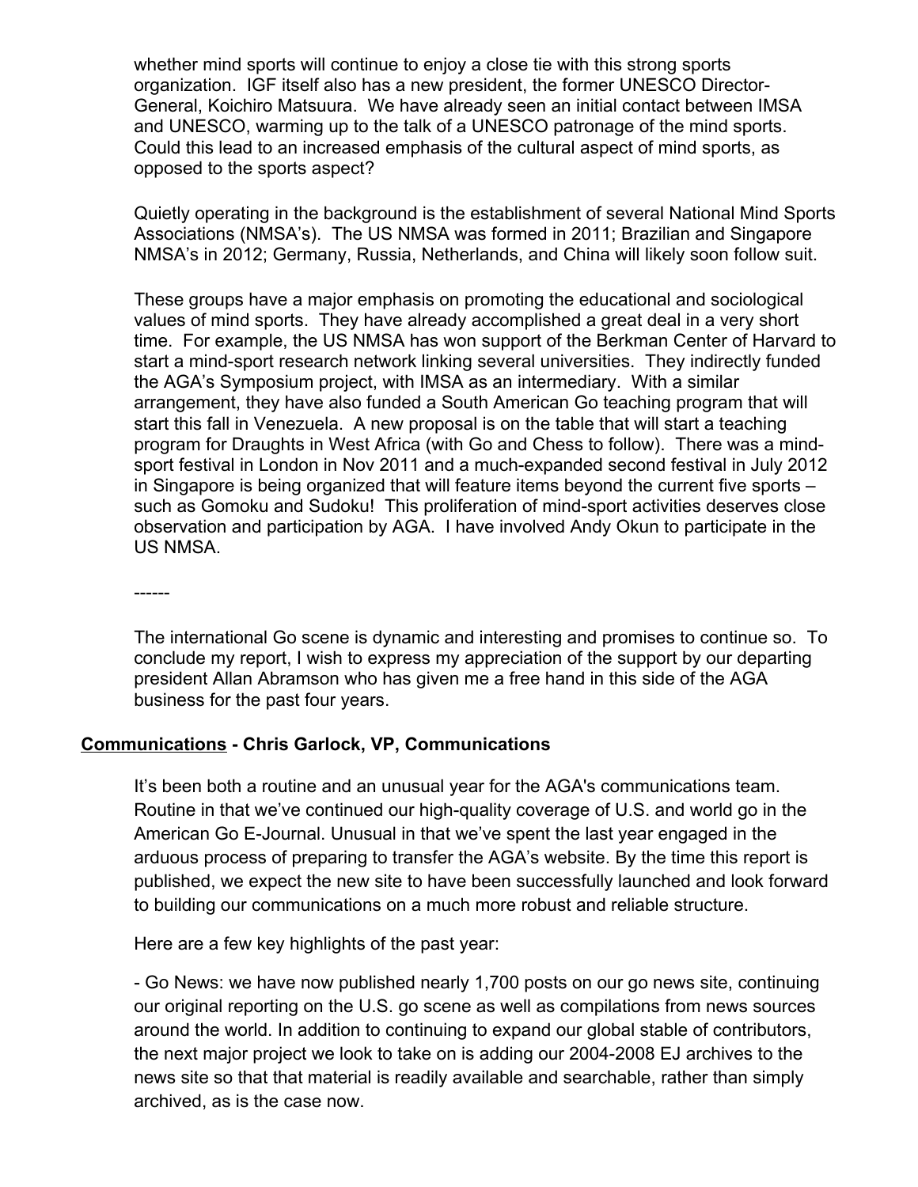whether mind sports will continue to enjoy a close tie with this strong sports organization. IGF itself also has a new president, the former UNESCO Director-General, Koichiro Matsuura. We have already seen an initial contact between IMSA and UNESCO, warming up to the talk of a UNESCO patronage of the mind sports. Could this lead to an increased emphasis of the cultural aspect of mind sports, as opposed to the sports aspect?

Quietly operating in the background is the establishment of several National Mind Sports Associations (NMSA's). The US NMSA was formed in 2011; Brazilian and Singapore NMSA's in 2012; Germany, Russia, Netherlands, and China will likely soon follow suit.

These groups have a major emphasis on promoting the educational and sociological values of mind sports. They have already accomplished a great deal in a very short time. For example, the US NMSA has won support of the Berkman Center of Harvard to start a mind-sport research network linking several universities. They indirectly funded the AGA's Symposium project, with IMSA as an intermediary. With a similar arrangement, they have also funded a South American Go teaching program that will start this fall in Venezuela. A new proposal is on the table that will start a teaching program for Draughts in West Africa (with Go and Chess to follow). There was a mind-sport festival in London in Nov 2011 and a much-expanded second festival in July 2012 in Singapore is being organized that will feature items beyond the current five sports – such as Gomoku and Sudoku! This proliferation of mind-sport activities deserves close observation and participation by AGA. I have involved Andy Okun to participate in the US NMSA.

------

The international Go scene is dynamic and interesting and promises to continue so. To conclude my report, I wish to express my appreciation of the support by our departing president Allan Abramson who has given me a free hand in this side of the AGA business for the past four years.

**<u>Communications</u> - Chris Garlock, VP, Communications**

It's been both a routine and an unusual year for the AGA's communications team. Routine in that we've continued our high-quality coverage of U.S. and world go in the American Go E-Journal. Unusual in that we've spent the last year engaged in the arduous process of preparing to transfer the AGA's website. By the time this report is published, we expect the new site to have been successfully launched and look forward to building our communications on a much more robust and reliable structure.

Here are a few key highlights of the past year:

- Go News: we have now published nearly 1,700 posts on our go news site, continuing our original reporting on the U.S. go scene as well as compilations from news sources around the world. In addition to continuing to expand our global stable of contributors, the next major project we look to take on is adding our 2004-2008 EJ archives to the news site so that that material is readily available and searchable, rather than simply archived, as is the case now.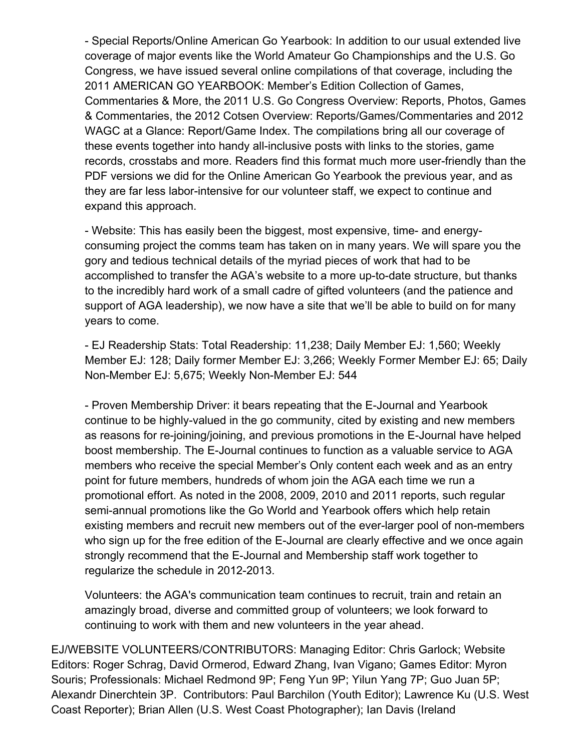- Special Reports/Online American Go Yearbook: In addition to our usual extended live coverage of major events like the World Amateur Go Championships and the U.S. Go Congress, we have issued several online compilations of that coverage, including the 2011 AMERICAN GO YEARBOOK: Member's Edition Collection of Games, Commentaries & More, the 2011 U.S. Go Congress Overview: Reports, Photos, Games & Commentaries, the 2012 Cotsen Overview: Reports/Games/Commentaries and 2012 WAGC at a Glance: Report/Game Index. The compilations bring all our coverage of these events together into handy all-inclusive posts with links to the stories, game records, crosstabs and more. Readers find this format much more user-friendly than the PDF versions we did for the Online American Go Yearbook the previous year, and as they are far less labor-intensive for our volunteer staff, we expect to continue and expand this approach.

- Website: This has easily been the biggest, most expensive, time- and energy-consuming project the comms team has taken on in many years. We will spare you the gory and tedious technical details of the myriad pieces of work that had to be accomplished to transfer the AGA's website to a more up-to-date structure, but thanks to the incredibly hard work of a small cadre of gifted volunteers (and the patience and support of AGA leadership), we now have a site that we'll be able to build on for many years to come.

- EJ Readership Stats: Total Readership: 11,238; Daily Member EJ: 1,560; Weekly Member EJ: 128; Daily former Member EJ: 3,266; Weekly Former Member EJ: 65; Daily Non-Member EJ: 5,675; Weekly Non-Member EJ: 544

- Proven Membership Driver: it bears repeating that the E-Journal and Yearbook continue to be highly-valued in the go community, cited by existing and new members as reasons for re-joining/joining, and previous promotions in the E-Journal have helped boost membership. The E-Journal continues to function as a valuable service to AGA members who receive the special Member's Only content each week and as an entry point for future members, hundreds of whom join the AGA each time we run a promotional effort. As noted in the 2008, 2009, 2010 and 2011 reports, such regular semi-annual promotions like the Go World and Yearbook offers which help retain existing members and recruit new members out of the ever-larger pool of non-members who sign up for the free edition of the E-Journal are clearly effective and we once again strongly recommend that the E-Journal and Membership staff work together to regularize the schedule in 2012-2013.

Volunteers: the AGA's communication team continues to recruit, train and retain an amazingly broad, diverse and committed group of volunteers; we look forward to continuing to work with them and new volunteers in the year ahead.

EJ/WEBSITE VOLUNTEERS/CONTRIBUTORS: Managing Editor: Chris Garlock; Website Editors: Roger Schrag, David Ormerod, Edward Zhang, Ivan Vigano; Games Editor: Myron Souris; Professionals: Michael Redmond 9P; Feng Yun 9P; Yilun Yang 7P; Guo Juan 5P; Alexandr Dinerchtein 3P. Contributors: Paul Barchilon (Youth Editor); Lawrence Ku (U.S. West Coast Reporter); Brian Allen (U.S. West Coast Photographer); Ian Davis (Ireland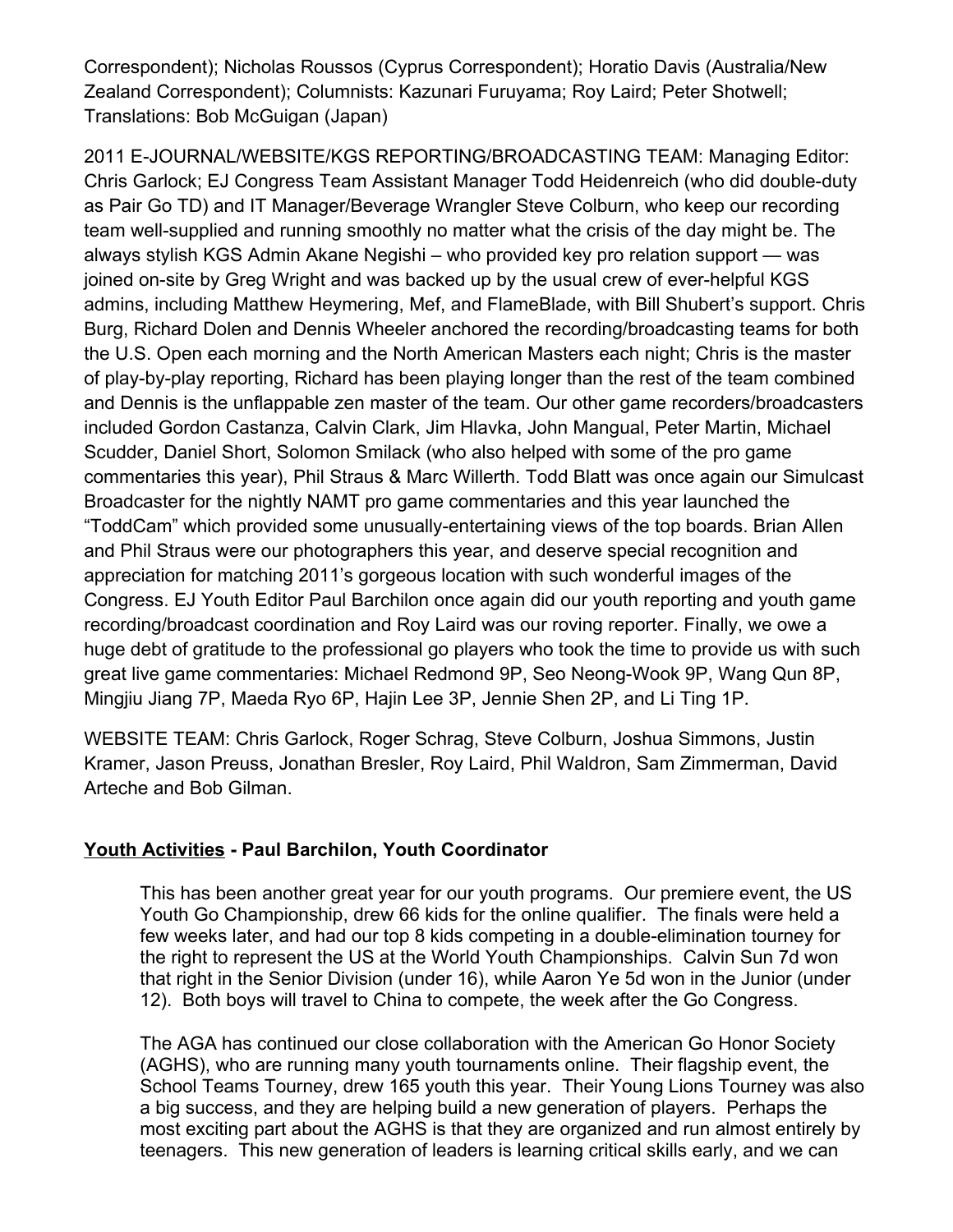Correspondent); Nicholas Roussos (Cyprus Correspondent); Horatio Davis (Australia/New Zealand Correspondent); Columnists: Kazunari Furuyama; Roy Laird; Peter Shotwell; Translations: Bob McGuigan (Japan)

2011 E-JOURNAL/WEBSITE/KGS REPORTING/BROADCASTING TEAM: Managing Editor: Chris Garlock; EJ Congress Team Assistant Manager Todd Heidenreich (who did double-duty as Pair Go TD) and IT Manager/Beverage Wrangler Steve Colburn, who keep our recording team well-supplied and running smoothly no matter what the crisis of the day might be. The always stylish KGS Admin Akane Negishi – who provided key pro relation support — was joined on-site by Greg Wright and was backed up by the usual crew of ever-helpful KGS admins, including Matthew Heymering, Mef, and FlameBlade, with Bill Shubert's support. Chris Burg, Richard Dolen and Dennis Wheeler anchored the recording/broadcasting teams for both the U.S. Open each morning and the North American Masters each night; Chris is the master of play-by-play reporting, Richard has been playing longer than the rest of the team combined and Dennis is the unflappable zen master of the team. Our other game recorders/broadcasters included Gordon Castanza, Calvin Clark, Jim Hlavka, John Mangual, Peter Martin, Michael Scudder, Daniel Short, Solomon Smilack (who also helped with some of the pro game commentaries this year), Phil Straus & Marc Willerth. Todd Blatt was once again our Simulcast Broadcaster for the nightly NAMT pro game commentaries and this year launched the "ToddCam" which provided some unusually-entertaining views of the top boards. Brian Allen and Phil Straus were our photographers this year, and deserve special recognition and appreciation for matching 2011's gorgeous location with such wonderful images of the Congress. EJ Youth Editor Paul Barchilon once again did our youth reporting and youth game recording/broadcast coordination and Roy Laird was our roving reporter. Finally, we owe a huge debt of gratitude to the professional go players who took the time to provide us with such great live game commentaries: Michael Redmond 9P, Seo Neong-Wook 9P, Wang Qun 8P, Mingjiu Jiang 7P, Maeda Ryo 6P, Hajin Lee 3P, Jennie Shen 2P, and Li Ting 1P.

WEBSITE TEAM: Chris Garlock, Roger Schrag, Steve Colburn, Joshua Simmons, Justin Kramer, Jason Preuss, Jonathan Bresler, Roy Laird, Phil Waldron, Sam Zimmerman, David Arteche and Bob Gilman.

## <u>Youth Activities</u> - Paul Barchilon, Youth Coordinator

This has been another great year for our youth programs. Our premiere event, the US Youth Go Championship, drew 66 kids for the online qualifier. The finals were held a few weeks later, and had our top 8 kids competing in a double-elimination tourney for the right to represent the US at the World Youth Championships. Calvin Sun 7d won that right in the Senior Division (under 16), while Aaron Ye 5d won in the Junior (under 12). Both boys will travel to China to compete, the week after the Go Congress.

The AGA has continued our close collaboration with the American Go Honor Society (AGHS), who are running many youth tournaments online. Their flagship event, the School Teams Tourney, drew 165 youth this year. Their Young Lions Tourney was also a big success, and they are helping build a new generation of players. Perhaps the most exciting part about the AGHS is that they are organized and run almost entirely by teenagers. This new generation of leaders is learning critical skills early, and we can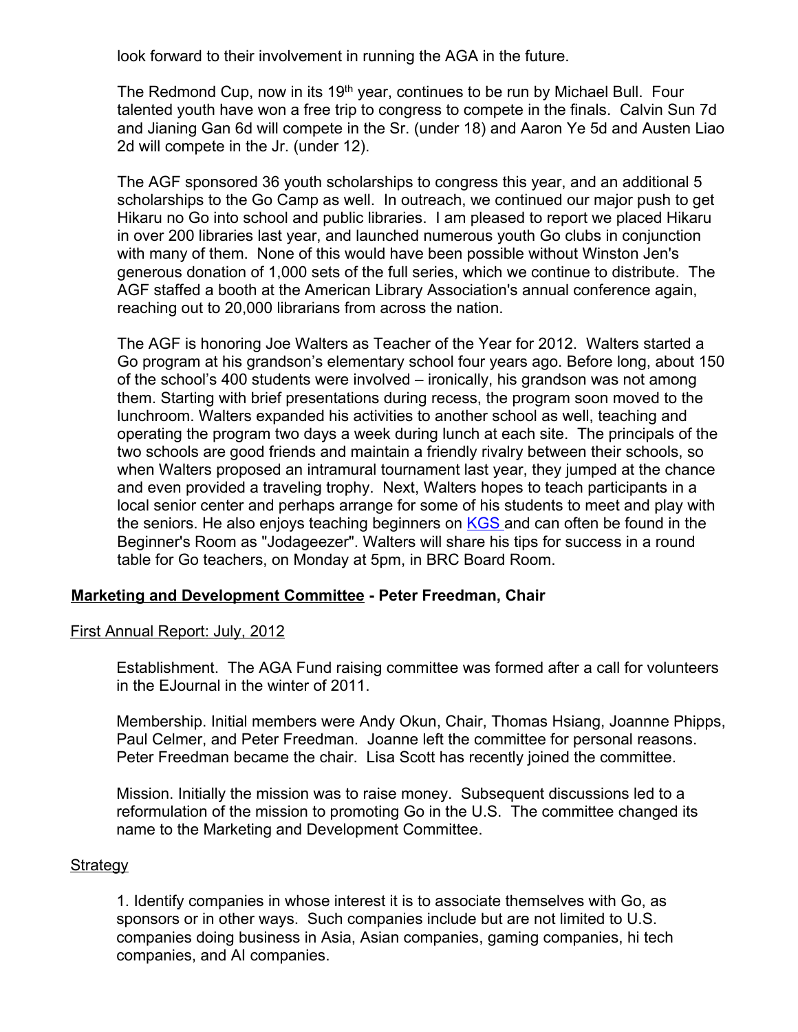look forward to their involvement in running the AGA in the future.

The Redmond Cup, now in its 19th year, continues to be run by Michael Bull. Four talented youth have won a free trip to congress to compete in the finals. Calvin Sun 7d and Jianing Gan 6d will compete in the Sr. (under 18) and Aaron Ye 5d and Austen Liao 2d will compete in the Jr. (under 12).

The AGF sponsored 36 youth scholarships to congress this year, and an additional 5 scholarships to the Go Camp as well. In outreach, we continued our major push to get Hikaru no Go into school and public libraries. I am pleased to report we placed Hikaru in over 200 libraries last year, and launched numerous youth Go clubs in conjunction with many of them. None of this would have been possible without Winston Jen's generous donation of 1,000 sets of the full series, which we continue to distribute. The AGF staffed a booth at the American Library Association's annual conference again, reaching out to 20,000 librarians from across the nation.

The AGF is honoring Joe Walters as Teacher of the Year for 2012. Walters started a Go program at his grandson's elementary school four years ago. Before long, about 150 of the school's 400 students were involved – ironically, his grandson was not among them. Starting with brief presentations during recess, the program soon moved to the lunchroom. Walters expanded his activities to another school as well, teaching and operating the program two days a week during lunch at each site. The principals of the two schools are good friends and maintain a friendly rivalry between their schools, so when Walters proposed an intramural tournament last year, they jumped at the chance and even provided a traveling trophy. Next, Walters hopes to teach participants in a local senior center and perhaps arrange for some of his students to meet and play with the seniors. He also enjoys teaching beginners on KGS and can often be found in the Beginner's Room as "Jodageezer". Walters will share his tips for success in a round table for Go teachers, on Monday at 5pm, in BRC Board Room.

## Marketing and Development Committee - Peter Freedman, Chair

First Annual Report: July, 2012

Establishment. The AGA Fund raising committee was formed after a call for volunteers in the EJournal in the winter of 2011.

Membership. Initial members were Andy Okun, Chair, Thomas Hsiang, Joannne Phipps, Paul Celmer, and Peter Freedman. Joanne left the committee for personal reasons. Peter Freedman became the chair. Lisa Scott has recently joined the committee.

Mission. Initially the mission was to raise money. Subsequent discussions led to a reformulation of the mission to promoting Go in the U.S. The committee changed its name to the Marketing and Development Committee.

Strategy

1. Identify companies in whose interest it is to associate themselves with Go, as sponsors or in other ways. Such companies include but are not limited to U.S. companies doing business in Asia, Asian companies, gaming companies, hi tech companies, and AI companies.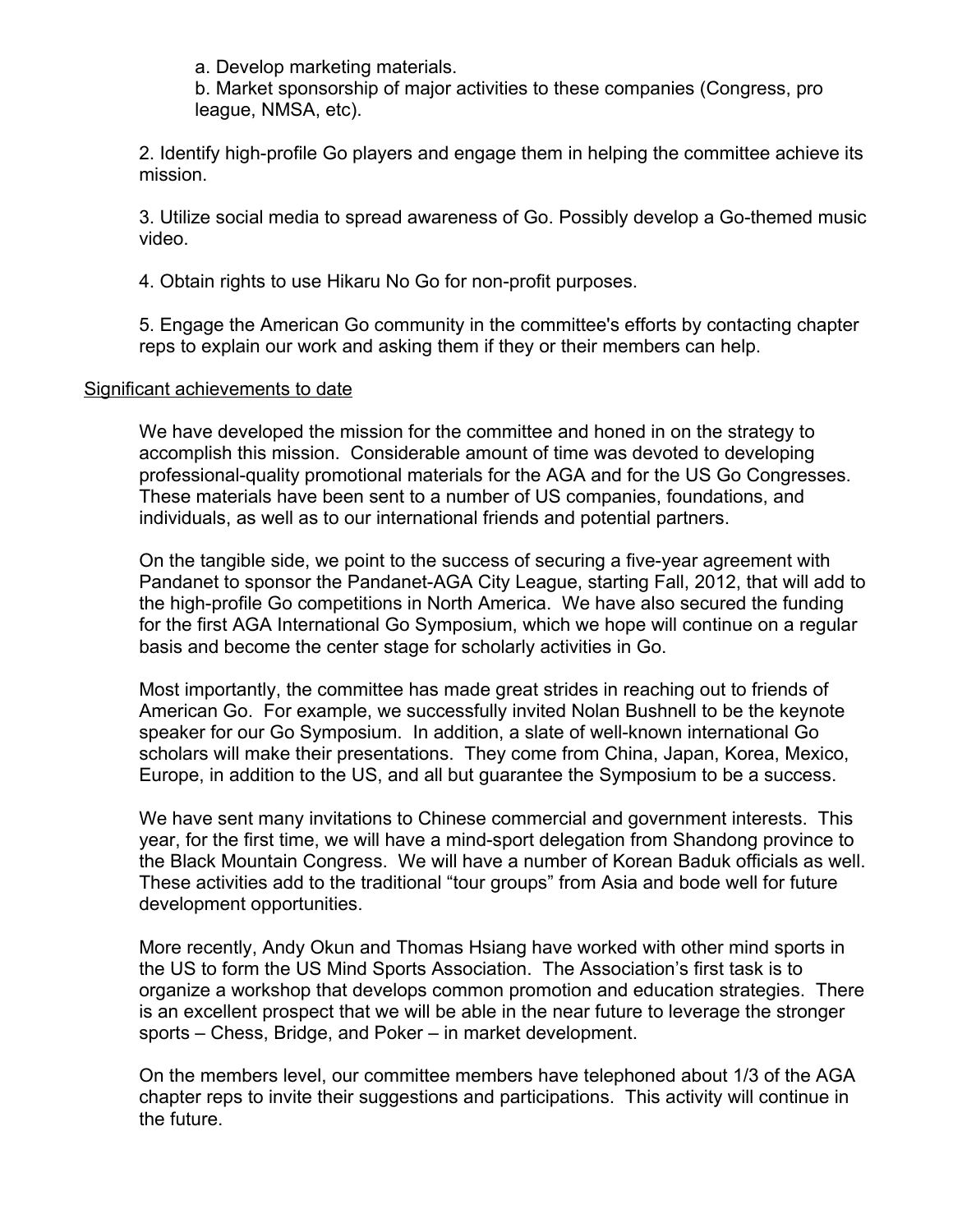a. Develop marketing materials.
b. Market sponsorship of major activities to these companies (Congress, pro league, NMSA, etc).

2. Identify high-profile Go players and engage them in helping the committee achieve its mission.

3. Utilize social media to spread awareness of Go. Possibly develop a Go-themed music video.

4. Obtain rights to use Hikaru No Go for non-profit purposes.

5. Engage the American Go community in the committee's efforts by contacting chapter reps to explain our work and asking them if they or their members can help.

<u>Significant achievements to date</u>

We have developed the mission for the committee and honed in on the strategy to accomplish this mission. Considerable amount of time was devoted to developing professional-quality promotional materials for the AGA and for the US Go Congresses. These materials have been sent to a number of US companies, foundations, and individuals, as well as to our international friends and potential partners.

On the tangible side, we point to the success of securing a five-year agreement with Pandanet to sponsor the Pandanet-AGA City League, starting Fall, 2012, that will add to the high-profile Go competitions in North America. We have also secured the funding for the first AGA International Go Symposium, which we hope will continue on a regular basis and become the center stage for scholarly activities in Go.

Most importantly, the committee has made great strides in reaching out to friends of American Go. For example, we successfully invited Nolan Bushnell to be the keynote speaker for our Go Symposium. In addition, a slate of well-known international Go scholars will make their presentations. They come from China, Japan, Korea, Mexico, Europe, in addition to the US, and all but guarantee the Symposium to be a success.

We have sent many invitations to Chinese commercial and government interests. This year, for the first time, we will have a mind-sport delegation from Shandong province to the Black Mountain Congress. We will have a number of Korean Baduk officials as well. These activities add to the traditional "tour groups" from Asia and bode well for future development opportunities.

More recently, Andy Okun and Thomas Hsiang have worked with other mind sports in the US to form the US Mind Sports Association. The Association's first task is to organize a workshop that develops common promotion and education strategies. There is an excellent prospect that we will be able in the near future to leverage the stronger sports – Chess, Bridge, and Poker – in market development.

On the members level, our committee members have telephoned about 1/3 of the AGA chapter reps to invite their suggestions and participations. This activity will continue in the future.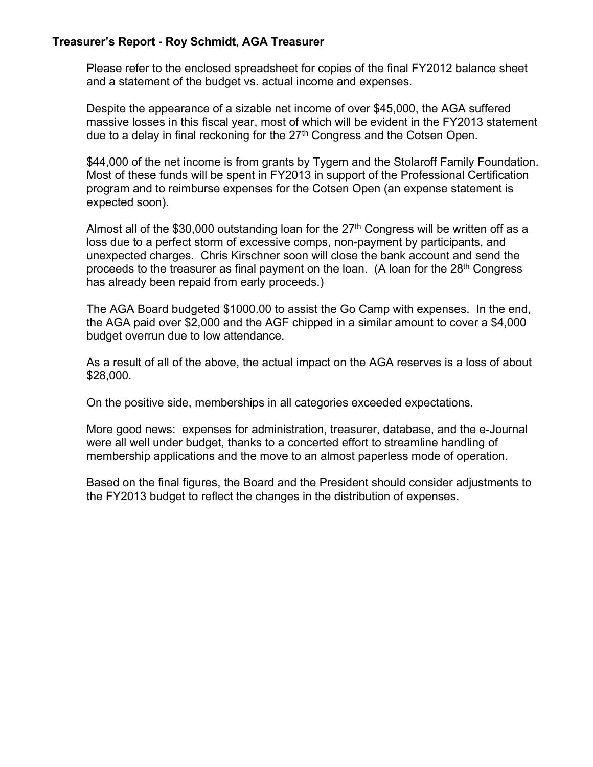**<u>Treasurer's Report</u> - Roy Schmidt, AGA Treasurer**

Please refer to the enclosed spreadsheet for copies of the final FY2012 balance sheet and a statement of the budget vs. actual income and expenses.

Despite the appearance of a sizable net income of over $45,000, the AGA suffered massive losses in this fiscal year, most of which will be evident in the FY2013 statement due to a delay in final reckoning for the 27th Congress and the Cotsen Open.

$44,000 of the net income is from grants by Tygem and the Stolaroff Family Foundation. Most of these funds will be spent in FY2013 in support of the Professional Certification program and to reimburse expenses for the Cotsen Open (an expense statement is expected soon).

Almost all of the $30,000 outstanding loan for the 27th Congress will be written off as a loss due to a perfect storm of excessive comps, non-payment by participants, and unexpected charges. Chris Kirschner soon will close the bank account and send the proceeds to the treasurer as final payment on the loan. (A loan for the 28th Congress has already been repaid from early proceeds.)

The AGA Board budgeted $1000.00 to assist the Go Camp with expenses. In the end, the AGA paid over $2,000 and the AGF chipped in a similar amount to cover a $4,000 budget overrun due to low attendance.

As a result of all of the above, the actual impact on the AGA reserves is a loss of about $28,000.

On the positive side, memberships in all categories exceeded expectations.

More good news: expenses for administration, treasurer, database, and the e-Journal were all well under budget, thanks to a concerted effort to streamline handling of membership applications and the move to an almost paperless mode of operation.

Based on the final figures, the Board and the President should consider adjustments to the FY2013 budget to reflect the changes in the distribution of expenses.